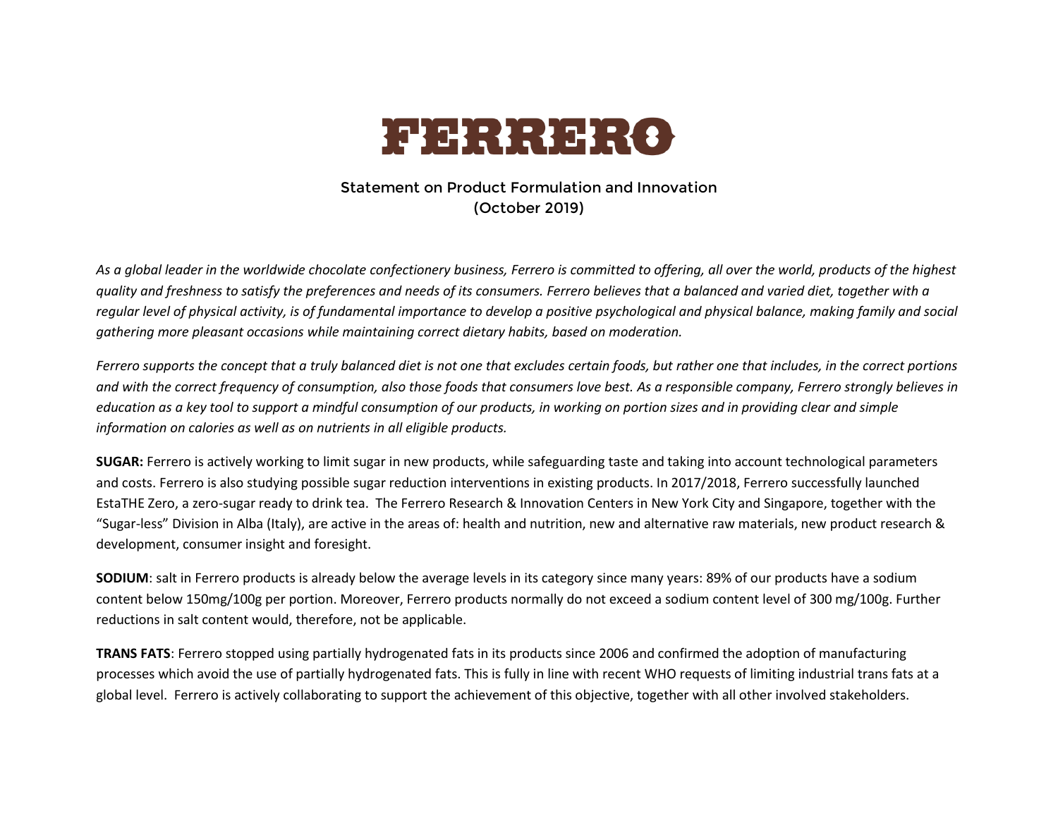# FERRERO

## Statement on Product Formulation and Innovation
## (October 2019)

*As a global leader in the worldwide chocolate confectionery business, Ferrero is committed to offering, all over the world, products of the highest quality and freshness to satisfy the preferences and needs of its consumers. Ferrero believes that a balanced and varied diet, together with a regular level of physical activity, is of fundamental importance to develop a positive psychological and physical balance, making family and social gathering more pleasant occasions while maintaining correct dietary habits, based on moderation.*

*Ferrero supports the concept that a truly balanced diet is not one that excludes certain foods, but rather one that includes, in the correct portions and with the correct frequency of consumption, also those foods that consumers love best. As a responsible company, Ferrero strongly believes in education as a key tool to support a mindful consumption of our products, in working on portion sizes and in providing clear and simple information on calories as well as on nutrients in all eligible products.*

**SUGAR:** Ferrero is actively working to limit sugar in new products, while safeguarding taste and taking into account technological parameters and costs. Ferrero is also studying possible sugar reduction interventions in existing products. In 2017/2018, Ferrero successfully launched EstaTHE Zero, a zero-sugar ready to drink tea. The Ferrero Research & Innovation Centers in New York City and Singapore, together with the "Sugar-less" Division in Alba (Italy), are active in the areas of: health and nutrition, new and alternative raw materials, new product research & development, consumer insight and foresight.

**SODIUM**: salt in Ferrero products is already below the average levels in its category since many years: 89% of our products have a sodium content below 150mg/100g per portion. Moreover, Ferrero products normally do not exceed a sodium content level of 300 mg/100g. Further reductions in salt content would, therefore, not be applicable.

**TRANS FATS**: Ferrero stopped using partially hydrogenated fats in its products since 2006 and confirmed the adoption of manufacturing processes which avoid the use of partially hydrogenated fats. This is fully in line with recent WHO requests of limiting industrial trans fats at a global level. Ferrero is actively collaborating to support the achievement of this objective, together with all other involved stakeholders.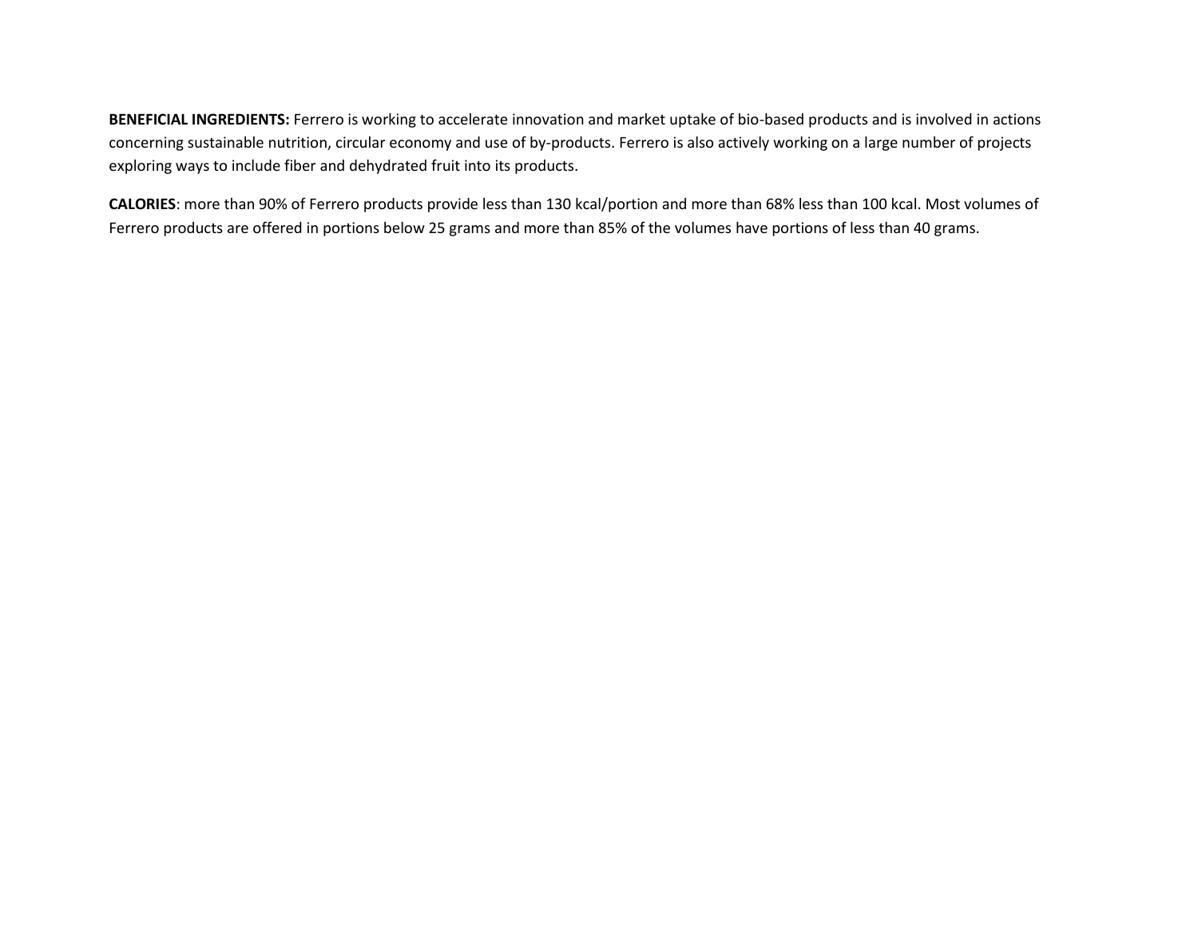**BENEFICIAL INGREDIENTS:** Ferrero is working to accelerate innovation and market uptake of bio-based products and is involved in actions concerning sustainable nutrition, circular economy and use of by-products. Ferrero is also actively working on a large number of projects exploring ways to include fiber and dehydrated fruit into its products.

**CALORIES**: more than 90% of Ferrero products provide less than 130 kcal/portion and more than 68% less than 100 kcal. Most volumes of Ferrero products are offered in portions below 25 grams and more than 85% of the volumes have portions of less than 40 grams.